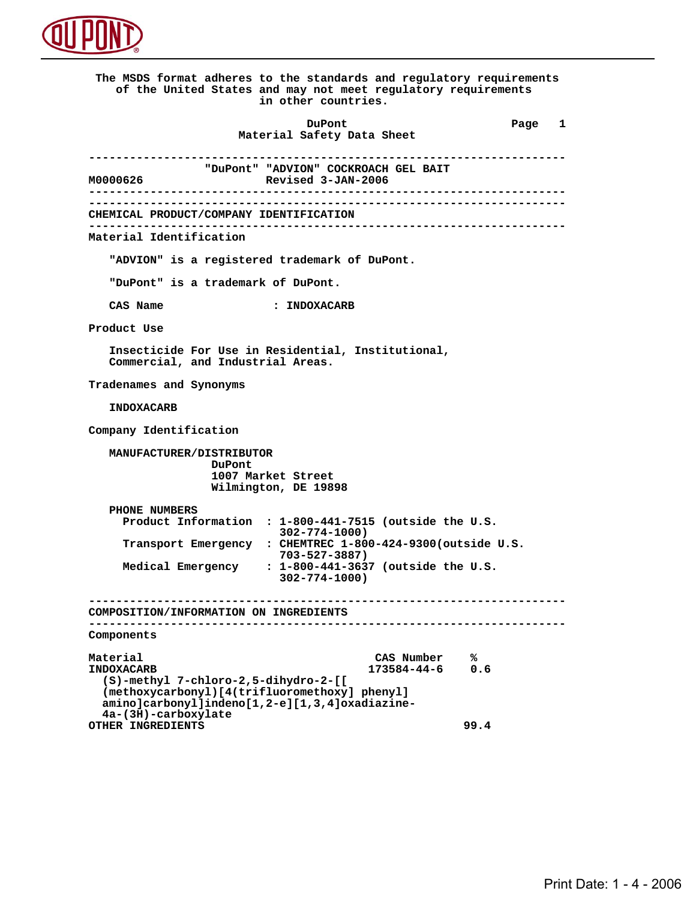The MSDS format adheres to the standards and regulatory requirements of the United States and may not meet regulatory requirements in other countries.

DuPont
Material Safety Data Sheet

---

"DuPont" "ADVION" COCKROACH GEL BAIT

M0000626 Revised 3-JAN-2006

---

## CHEMICAL PRODUCT/COMPANY IDENTIFICATION

### Material Identification

"ADVION" is a registered trademark of DuPont.

"DuPont" is a trademark of DuPont.

CAS Name : INDOXACARB

### Product Use

Insecticide For Use in Residential, Institutional, Commercial, and Industrial Areas.

### Tradenames and Synonyms

INDOXACARB

### Company Identification

MANUFACTURER/DISTRIBUTOR
DuPont
1007 Market Street
Wilmington, DE 19898

PHONE NUMBERS

- Product Information : 1-800-441-7515 (outside the U.S. 302-774-1000)
- Transport Emergency : CHEMTREC 1-800-424-9300(outside U.S. 703-527-3887)
- Medical Emergency : 1-800-441-3637 (outside the U.S. 302-774-1000)

## COMPOSITION/INFORMATION ON INGREDIENTS

### Components

| Material | CAS Number | % |
|---|---|---|
| INDOXACARB (S)-methyl 7-chloro-2,5-dihydro-2-[[(methoxycarbonyl)[4(trifluoromethoxy] phenyl] amino]carbonyl]indeno[1,2-e][1,3,4]oxadiazine-4a-(3H)-carboxylate | 173584-44-6 | 0.6 |
| OTHER INGREDIENTS | | 99.4 |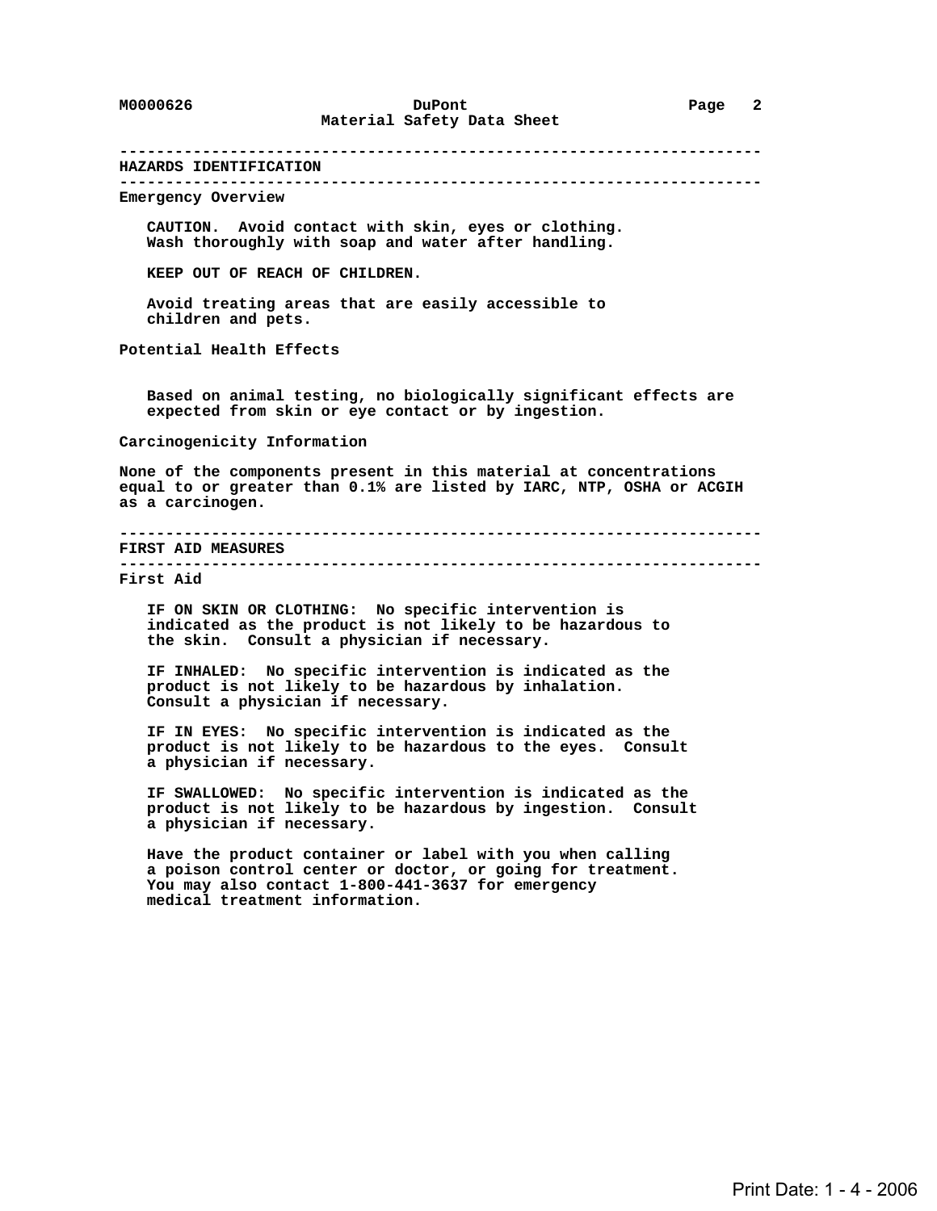## HAZARDS IDENTIFICATION

### Emergency Overview

CAUTION. Avoid contact with skin, eyes or clothing. Wash thoroughly with soap and water after handling.

KEEP OUT OF REACH OF CHILDREN.

Avoid treating areas that are easily accessible to children and pets.

### Potential Health Effects

Based on animal testing, no biologically significant effects are expected from skin or eye contact or by ingestion.

### Carcinogenicity Information

None of the components present in this material at concentrations equal to or greater than 0.1% are listed by IARC, NTP, OSHA or ACGIH as a carcinogen.

## FIRST AID MEASURES

### First Aid

IF ON SKIN OR CLOTHING: No specific intervention is indicated as the product is not likely to be hazardous to the skin. Consult a physician if necessary.

IF INHALED: No specific intervention is indicated as the product is not likely to be hazardous by inhalation. Consult a physician if necessary.

IF IN EYES: No specific intervention is indicated as the product is not likely to be hazardous to the eyes. Consult a physician if necessary.

IF SWALLOWED: No specific intervention is indicated as the product is not likely to be hazardous by ingestion. Consult a physician if necessary.

Have the product container or label with you when calling a poison control center or doctor, or going for treatment. You may also contact 1-800-441-3637 for emergency medical treatment information.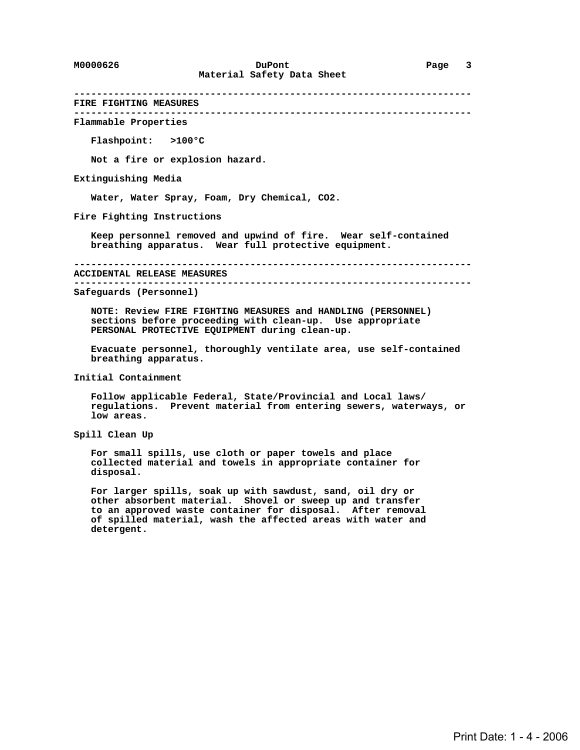## FIRE FIGHTING MEASURES

### Flammable Properties

**Flashpoint: >100°C**

Not a fire or explosion hazard.

### Extinguishing Media

Water, Water Spray, Foam, Dry Chemical, $CO_2$.

### Fire Fighting Instructions

Keep personnel removed and upwind of fire. Wear self-contained breathing apparatus. Wear full protective equipment.

## ACCIDENTAL RELEASE MEASURES

### Safeguards (Personnel)

NOTE: Review FIRE FIGHTING MEASURES and HANDLING (PERSONNEL) sections before proceeding with clean-up. Use appropriate PERSONAL PROTECTIVE EQUIPMENT during clean-up.

Evacuate personnel, thoroughly ventilate area, use self-contained breathing apparatus.

### Initial Containment

Follow applicable Federal, State/Provincial and Local laws/ regulations. Prevent material from entering sewers, waterways, or low areas.

### Spill Clean Up

For small spills, use cloth or paper towels and place collected material and towels in appropriate container for disposal.

For larger spills, soak up with sawdust, sand, oil dry or other absorbent material. Shovel or sweep up and transfer to an approved waste container for disposal. After removal of spilled material, wash the affected areas with water and detergent.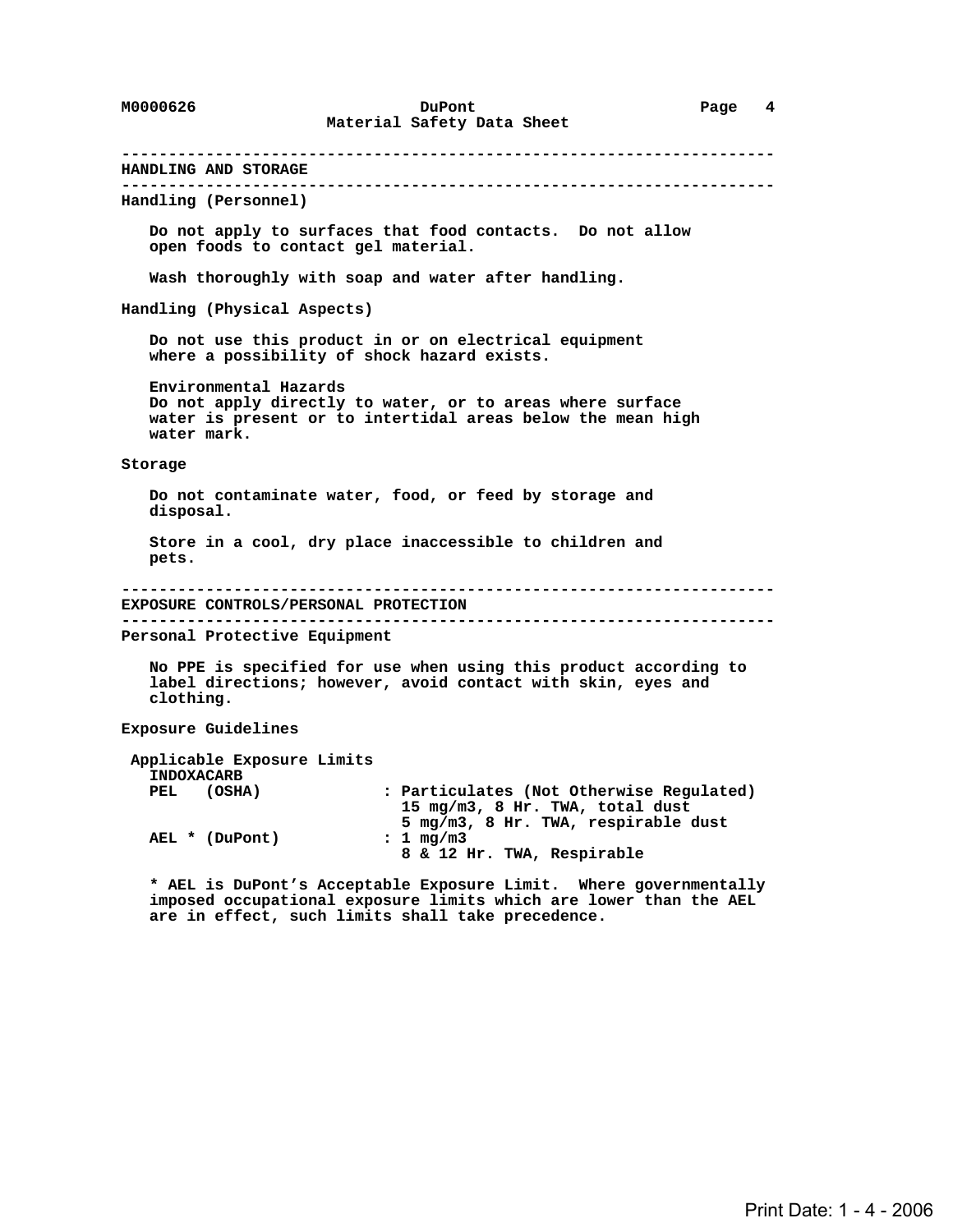## HANDLING AND STORAGE

### Handling (Personnel)

Do not apply to surfaces that food contacts. Do not allow open foods to contact gel material.

Wash thoroughly with soap and water after handling.

### Handling (Physical Aspects)

Do not use this product in or on electrical equipment where a possibility of shock hazard exists.

Environmental Hazards
Do not apply directly to water, or to areas where surface water is present or to intertidal areas below the mean high water mark.

### Storage

Do not contaminate water, food, or feed by storage and disposal.

Store in a cool, dry place inaccessible to children and pets.

## EXPOSURE CONTROLS/PERSONAL PROTECTION

### Personal Protective Equipment

No PPE is specified for use when using this product according to label directions; however, avoid contact with skin, eyes and clothing.

### Exposure Guidelines

Applicable Exposure Limits

INDOXACARB

| | |
|---|---|
| PEL (OSHA) | : Particulates (Not Otherwise Regulated)<br>15 mg/m3, 8 Hr. TWA, total dust<br>5 mg/m3, 8 Hr. TWA, respirable dust |
| AEL * (DuPont) | : 1 mg/m3<br>8 & 12 Hr. TWA, Respirable |

* AEL is DuPont’s Acceptable Exposure Limit. Where governmentally imposed occupational exposure limits which are lower than the AEL are in effect, such limits shall take precedence.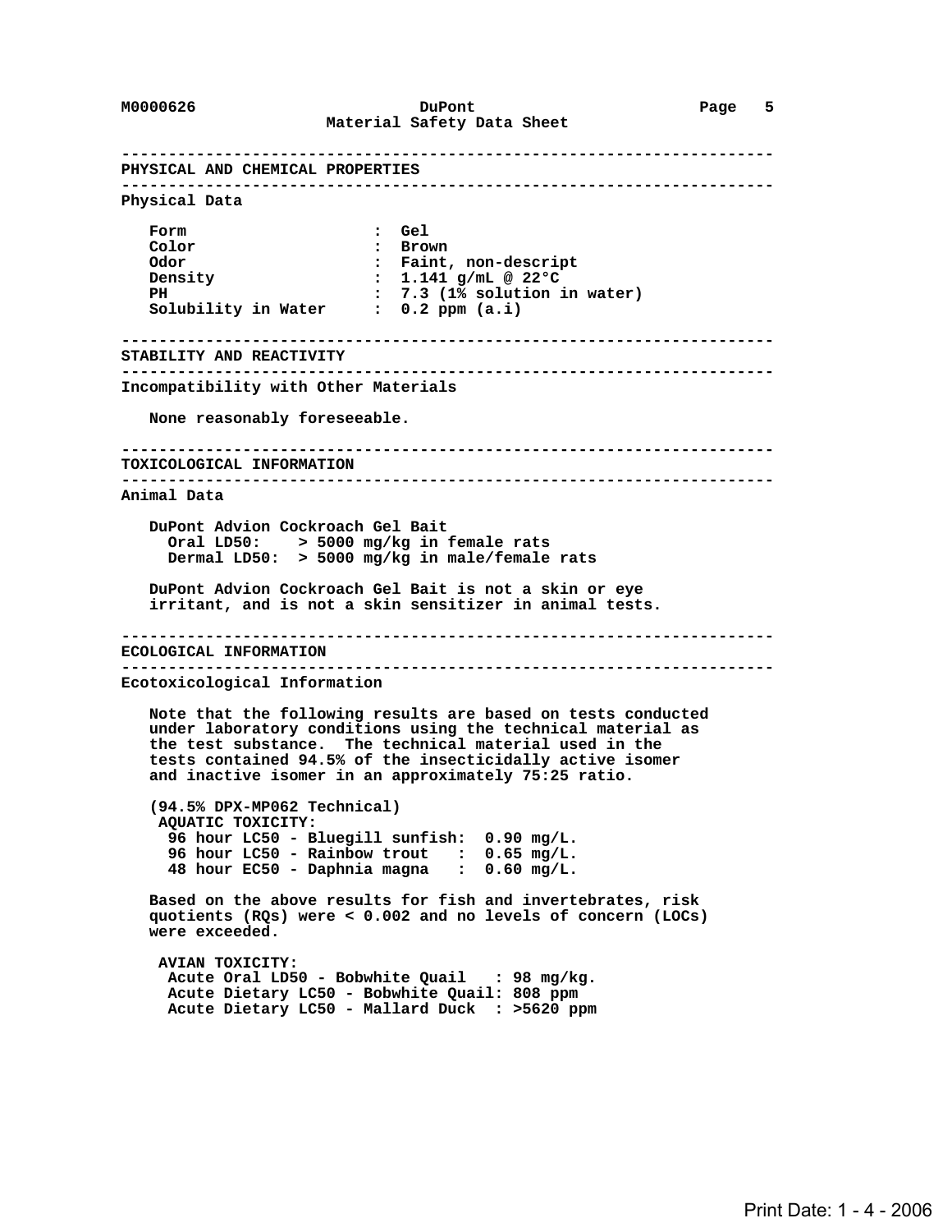## PHYSICAL AND CHEMICAL PROPERTIES

### Physical Data

| | |
|---|---|
| Form | : Gel |
| Color | : Brown |
| Odor | : Faint, non-descript |
| Density | : 1.141 g/mL @ 22°C |
| PH | : 7.3 (1% solution in water) |
| Solubility in Water | : 0.2 ppm (a.i) |

## STABILITY AND REACTIVITY

### Incompatibility with Other Materials

None reasonably foreseeable.

## TOXICOLOGICAL INFORMATION

### Animal Data

DuPont Advion Cockroach Gel Bait
- Oral LD50: > 5000 mg/kg in female rats
- Dermal LD50: > 5000 mg/kg in male/female rats

DuPont Advion Cockroach Gel Bait is not a skin or eye irritant, and is not a skin sensitizer in animal tests.

## ECOLOGICAL INFORMATION

### Ecotoxicological Information

Note that the following results are based on tests conducted under laboratory conditions using the technical material as the test substance. The technical material used in the tests contained 94.5% of the insecticidally active isomer and inactive isomer in an approximately 75:25 ratio.

(94.5% DPX-MP062 Technical)

AQUATIC TOXICITY:
- 96 hour LC50 - Bluegill sunfish: 0.90 mg/L.
- 96 hour LC50 - Rainbow trout : 0.65 mg/L.
- 48 hour EC50 - Daphnia magna : 0.60 mg/L.

Based on the above results for fish and invertebrates, risk quotients (RQs) were < 0.002 and no levels of concern (LOCs) were exceeded.

AVIAN TOXICITY:
- Acute Oral LD50 - Bobwhite Quail : 98 mg/kg.
- Acute Dietary LC50 - Bobwhite Quail: 808 ppm
- Acute Dietary LC50 - Mallard Duck : >5620 ppm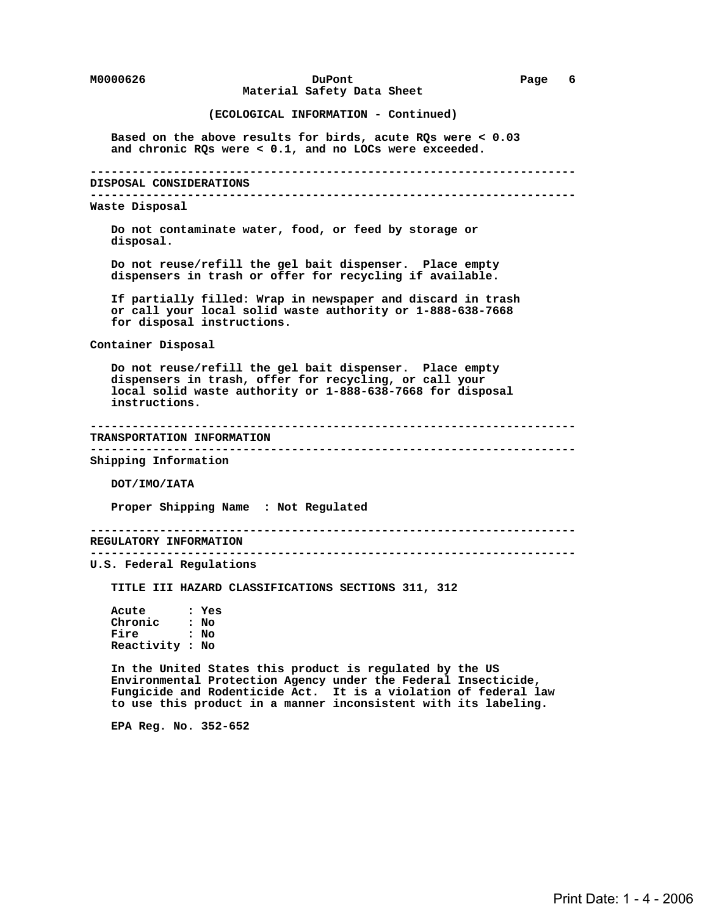(ECOLOGICAL INFORMATION - Continued)

Based on the above results for birds, acute RQs were < 0.03 and chronic RQs were < 0.1, and no LOCs were exceeded.

## DISPOSAL CONSIDERATIONS

### Waste Disposal

Do not contaminate water, food, or feed by storage or disposal.

Do not reuse/refill the gel bait dispenser. Place empty dispensers in trash or offer for recycling if available.

If partially filled: Wrap in newspaper and discard in trash or call your local solid waste authority or 1-888-638-7668 for disposal instructions.

### Container Disposal

Do not reuse/refill the gel bait dispenser. Place empty dispensers in trash, offer for recycling, or call your local solid waste authority or 1-888-638-7668 for disposal instructions.

## TRANSPORTATION INFORMATION

### Shipping Information

DOT/IMO/IATA

Proper Shipping Name : Not Regulated

## REGULATORY INFORMATION

### U.S. Federal Regulations

TITLE III HAZARD CLASSIFICATIONS SECTIONS 311, 312

Acute : Yes
Chronic : No
Fire : No
Reactivity : No

In the United States this product is regulated by the US Environmental Protection Agency under the Federal Insecticide, Fungicide and Rodenticide Act. It is a violation of federal law to use this product in a manner inconsistent with its labeling.

EPA Reg. No. 352-652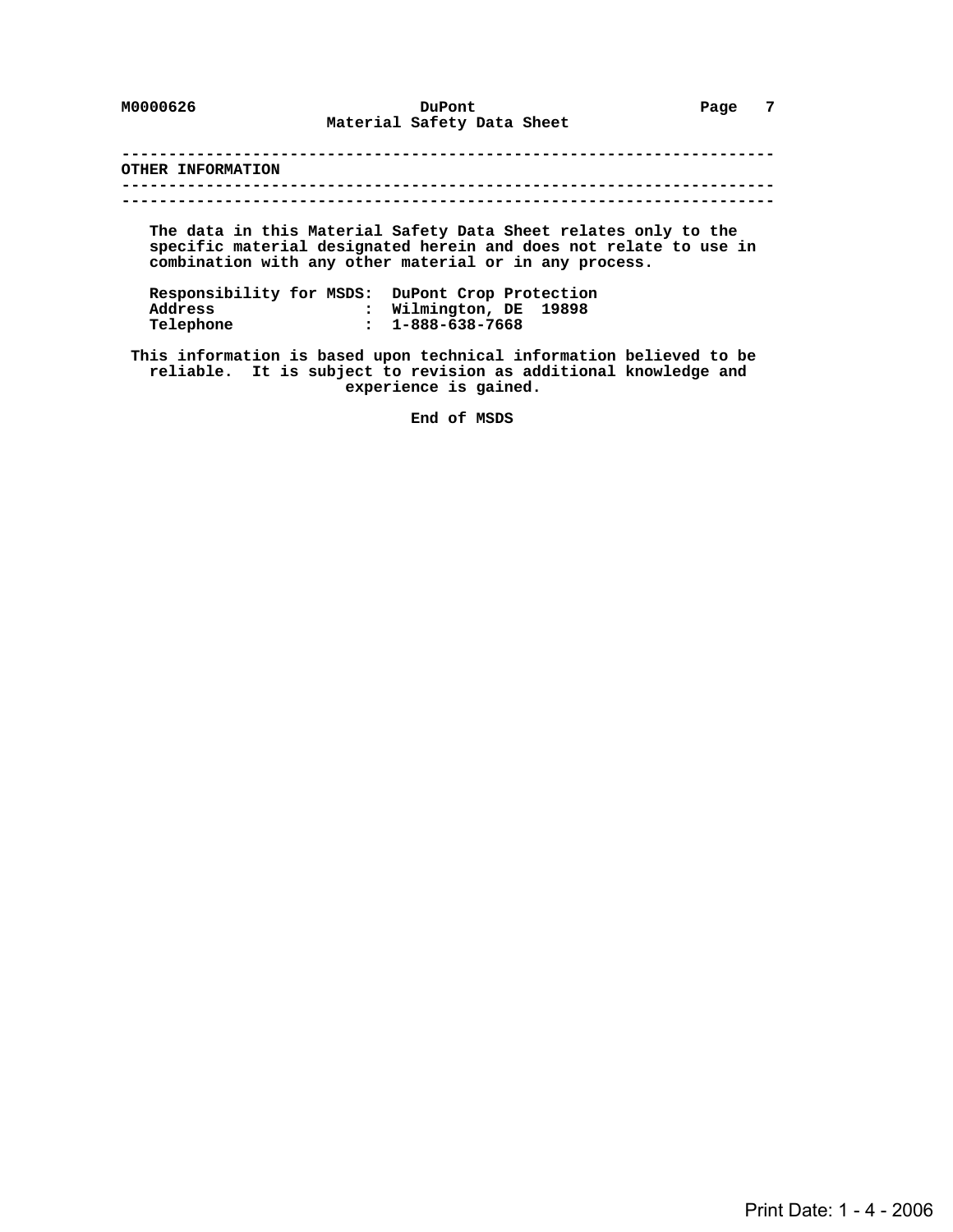## OTHER INFORMATION

The data in this Material Safety Data Sheet relates only to the specific material designated herein and does not relate to use in combination with any other material or in any process.

| | |
|---|---|
| Responsibility for MSDS: | DuPont Crop Protection |
| Address : | Wilmington, DE 19898 |
| Telephone : | 1-888-638-7668 |

This information is based upon technical information believed to be reliable. It is subject to revision as additional knowledge and experience is gained.

End of MSDS